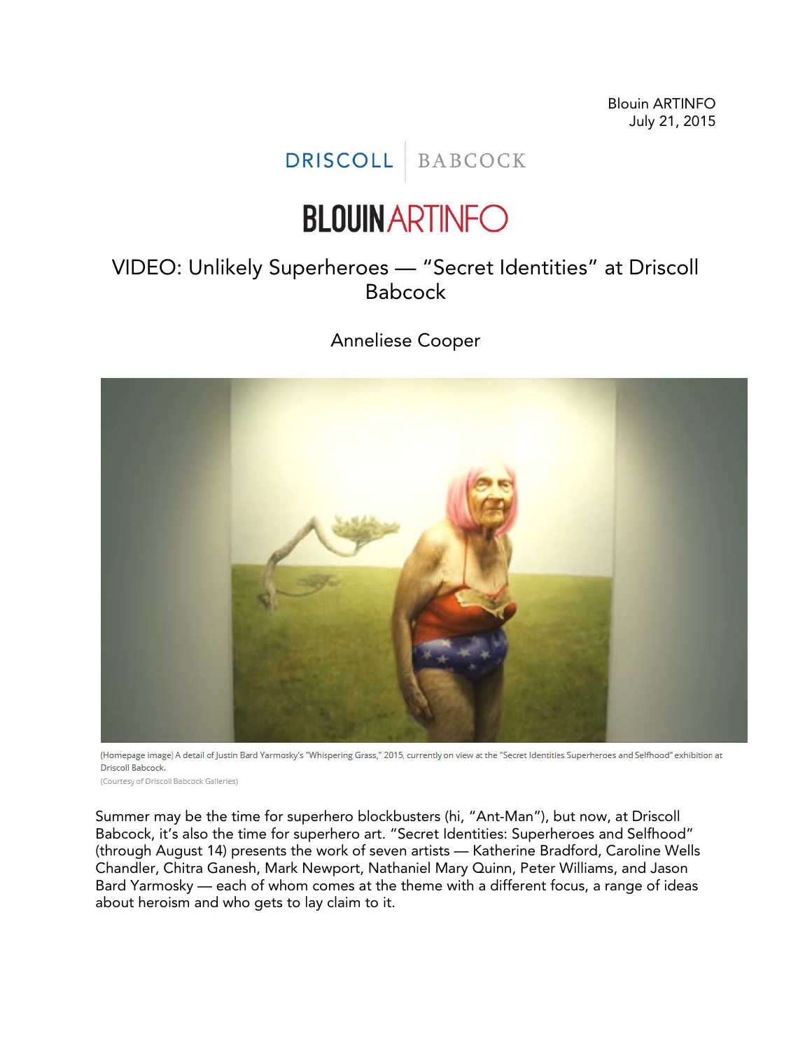Blouin ARTINFO
July 21, 2015

DRISCOLL | BABCOCK

BLOUIN ARTINFO

# VIDEO: Unlikely Superheroes — "Secret Identities" at Driscoll Babcock

Anneliese Cooper

(Homepage image) A detail of Justin Bard Yarmosky's "Whispering Grass," 2015, currently on view at the "Secret Identities Superheroes and Selfhood" exhibition at Driscoll Babcock.
(Courtesy of Driscoll Babcock Galleries)

Summer may be the time for superhero blockbusters (hi, "Ant-Man"), but now, at Driscoll Babcock, it's also the time for superhero art. "Secret Identities: Superheroes and Selfhood" (through August 14) presents the work of seven artists — Katherine Bradford, Caroline Wells Chandler, Chitra Ganesh, Mark Newport, Nathaniel Mary Quinn, Peter Williams, and Jason Bard Yarmosky — each of whom comes at the theme with a different focus, a range of ideas about heroism and who gets to lay claim to it.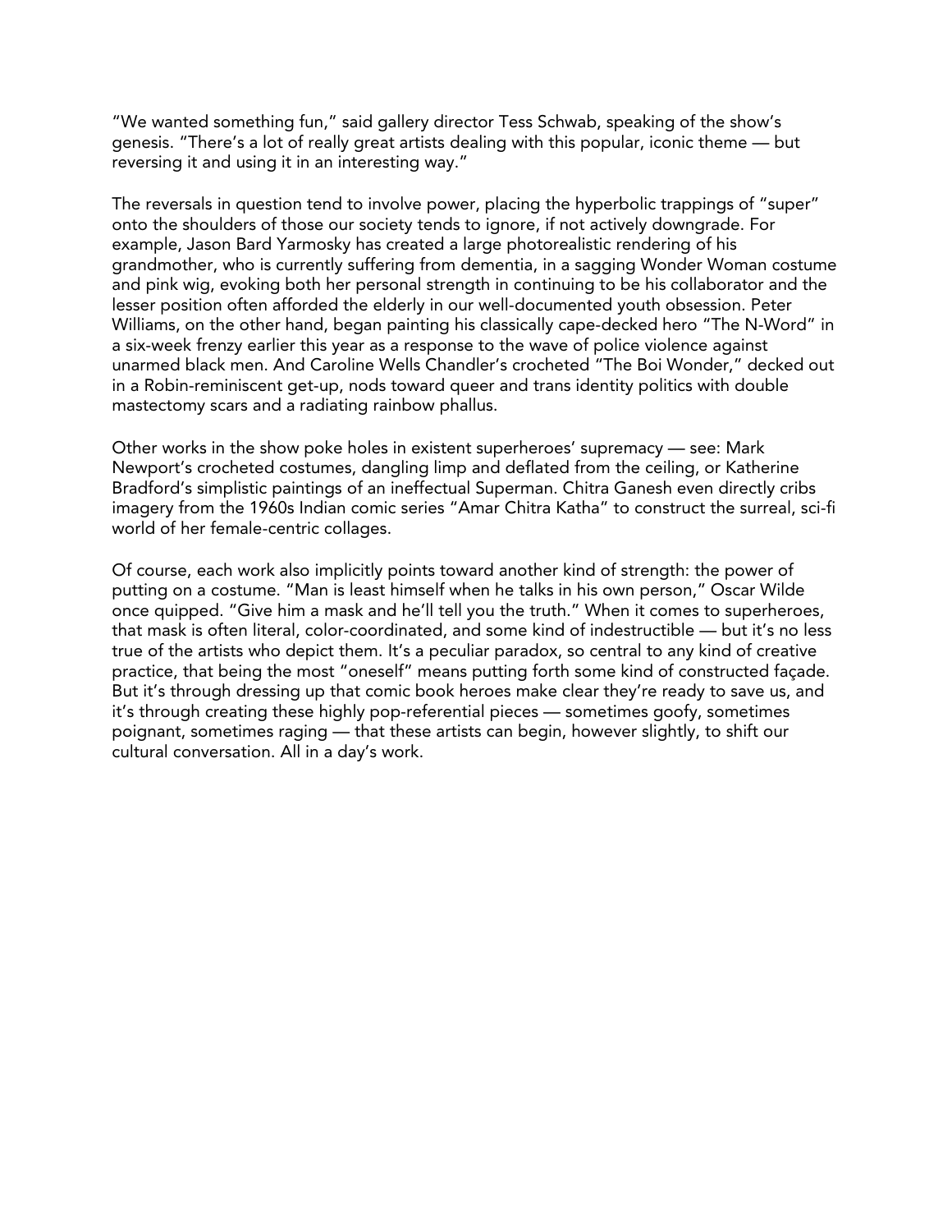"We wanted something fun," said gallery director Tess Schwab, speaking of the show's genesis. "There's a lot of really great artists dealing with this popular, iconic theme — but reversing it and using it in an interesting way."

The reversals in question tend to involve power, placing the hyperbolic trappings of "super" onto the shoulders of those our society tends to ignore, if not actively downgrade. For example, Jason Bard Yarmosky has created a large photorealistic rendering of his grandmother, who is currently suffering from dementia, in a sagging Wonder Woman costume and pink wig, evoking both her personal strength in continuing to be his collaborator and the lesser position often afforded the elderly in our well-documented youth obsession. Peter Williams, on the other hand, began painting his classically cape-decked hero "The N-Word" in a six-week frenzy earlier this year as a response to the wave of police violence against unarmed black men. And Caroline Wells Chandler's crocheted "The Boi Wonder," decked out in a Robin-reminiscent get-up, nods toward queer and trans identity politics with double mastectomy scars and a radiating rainbow phallus.

Other works in the show poke holes in existent superheroes' supremacy — see: Mark Newport's crocheted costumes, dangling limp and deflated from the ceiling, or Katherine Bradford's simplistic paintings of an ineffectual Superman. Chitra Ganesh even directly cribs imagery from the 1960s Indian comic series "Amar Chitra Katha" to construct the surreal, sci-fi world of her female-centric collages.

Of course, each work also implicitly points toward another kind of strength: the power of putting on a costume. "Man is least himself when he talks in his own person," Oscar Wilde once quipped. "Give him a mask and he'll tell you the truth." When it comes to superheroes, that mask is often literal, color-coordinated, and some kind of indestructible — but it's no less true of the artists who depict them. It's a peculiar paradox, so central to any kind of creative practice, that being the most "oneself" means putting forth some kind of constructed façade. But it's through dressing up that comic book heroes make clear they're ready to save us, and it's through creating these highly pop-referential pieces — sometimes goofy, sometimes poignant, sometimes raging — that these artists can begin, however slightly, to shift our cultural conversation. All in a day's work.